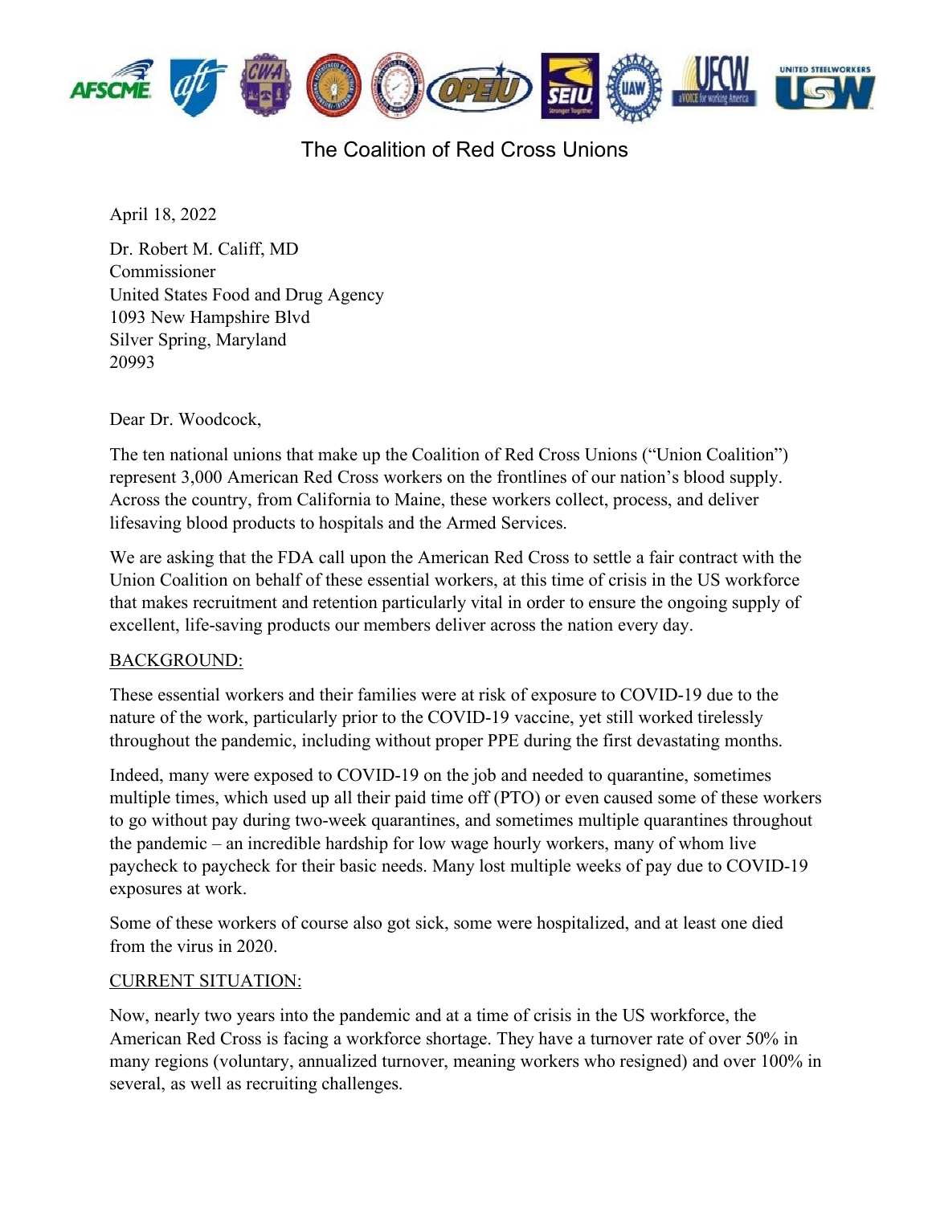The Coalition of Red Cross Unions

April 18, 2022

Dr. Robert M. Califf, MD
Commissioner
United States Food and Drug Agency
1093 New Hampshire Blvd
Silver Spring, Maryland
20993

Dear Dr. Woodcock,

The ten national unions that make up the Coalition of Red Cross Unions ("Union Coalition") represent 3,000 American Red Cross workers on the frontlines of our nation's blood supply. Across the country, from California to Maine, these workers collect, process, and deliver lifesaving blood products to hospitals and the Armed Services.

We are asking that the FDA call upon the American Red Cross to settle a fair contract with the Union Coalition on behalf of these essential workers, at this time of crisis in the US workforce that makes recruitment and retention particularly vital in order to ensure the ongoing supply of excellent, life-saving products our members deliver across the nation every day.

<u>BACKGROUND:</u>

These essential workers and their families were at risk of exposure to COVID-19 due to the nature of the work, particularly prior to the COVID-19 vaccine, yet still worked tirelessly throughout the pandemic, including without proper PPE during the first devastating months.

Indeed, many were exposed to COVID-19 on the job and needed to quarantine, sometimes multiple times, which used up all their paid time off (PTO) or even caused some of these workers to go without pay during two-week quarantines, and sometimes multiple quarantines throughout the pandemic – an incredible hardship for low wage hourly workers, many of whom live paycheck to paycheck for their basic needs. Many lost multiple weeks of pay due to COVID-19 exposures at work.

Some of these workers of course also got sick, some were hospitalized, and at least one died from the virus in 2020.

<u>CURRENT SITUATION:</u>

Now, nearly two years into the pandemic and at a time of crisis in the US workforce, the American Red Cross is facing a workforce shortage. They have a turnover rate of over 50% in many regions (voluntary, annualized turnover, meaning workers who resigned) and over 100% in several, as well as recruiting challenges.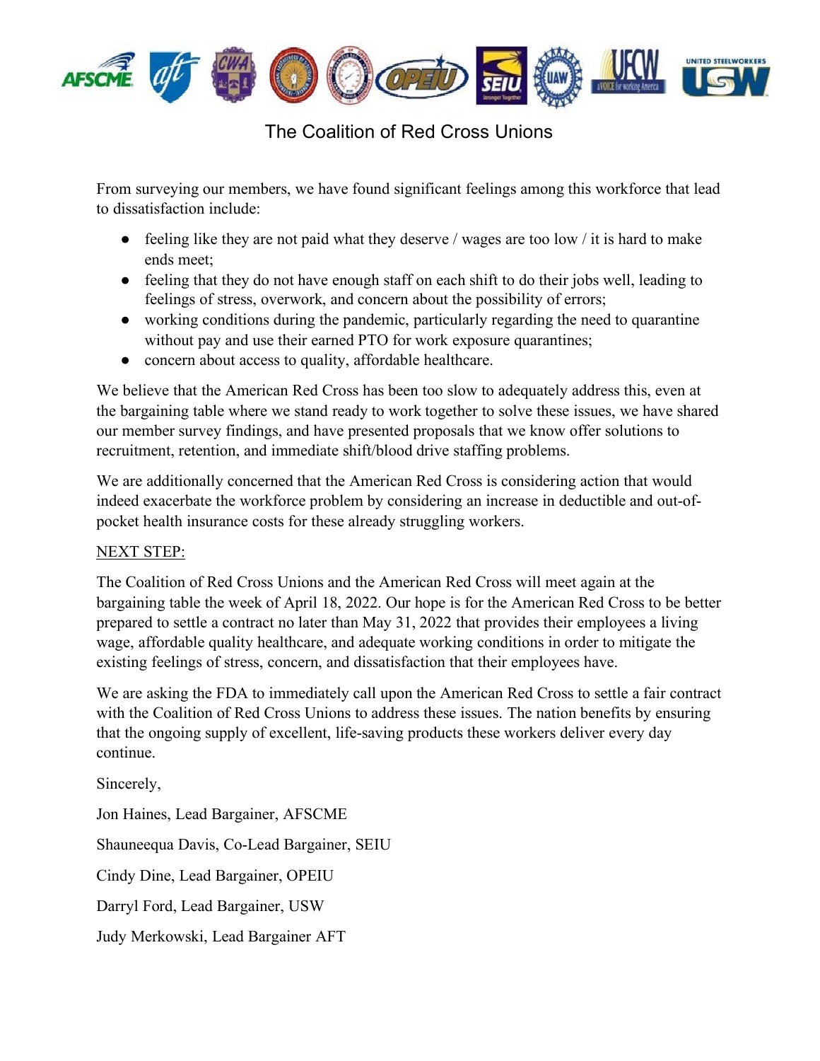## The Coalition of Red Cross Unions

From surveying our members, we have found significant feelings among this workforce that lead to dissatisfaction include:

- feeling like they are not paid what they deserve / wages are too low / it is hard to make ends meet;
- feeling that they do not have enough staff on each shift to do their jobs well, leading to feelings of stress, overwork, and concern about the possibility of errors;
- working conditions during the pandemic, particularly regarding the need to quarantine without pay and use their earned PTO for work exposure quarantines;
- concern about access to quality, affordable healthcare.

We believe that the American Red Cross has been too slow to adequately address this, even at the bargaining table where we stand ready to work together to solve these issues, we have shared our member survey findings, and have presented proposals that we know offer solutions to recruitment, retention, and immediate shift/blood drive staffing problems.

We are additionally concerned that the American Red Cross is considering action that would indeed exacerbate the workforce problem by considering an increase in deductible and out-of-pocket health insurance costs for these already struggling workers.

<u>NEXT STEP:</u>

The Coalition of Red Cross Unions and the American Red Cross will meet again at the bargaining table the week of April 18, 2022. Our hope is for the American Red Cross to be better prepared to settle a contract no later than May 31, 2022 that provides their employees a living wage, affordable quality healthcare, and adequate working conditions in order to mitigate the existing feelings of stress, concern, and dissatisfaction that their employees have.

We are asking the FDA to immediately call upon the American Red Cross to settle a fair contract with the Coalition of Red Cross Unions to address these issues. The nation benefits by ensuring that the ongoing supply of excellent, life-saving products these workers deliver every day continue.

Sincerely,

Jon Haines, Lead Bargainer, AFSCME

Shauneequa Davis, Co-Lead Bargainer, SEIU

Cindy Dine, Lead Bargainer, OPEIU

Darryl Ford, Lead Bargainer, USW

Judy Merkowski, Lead Bargainer AFT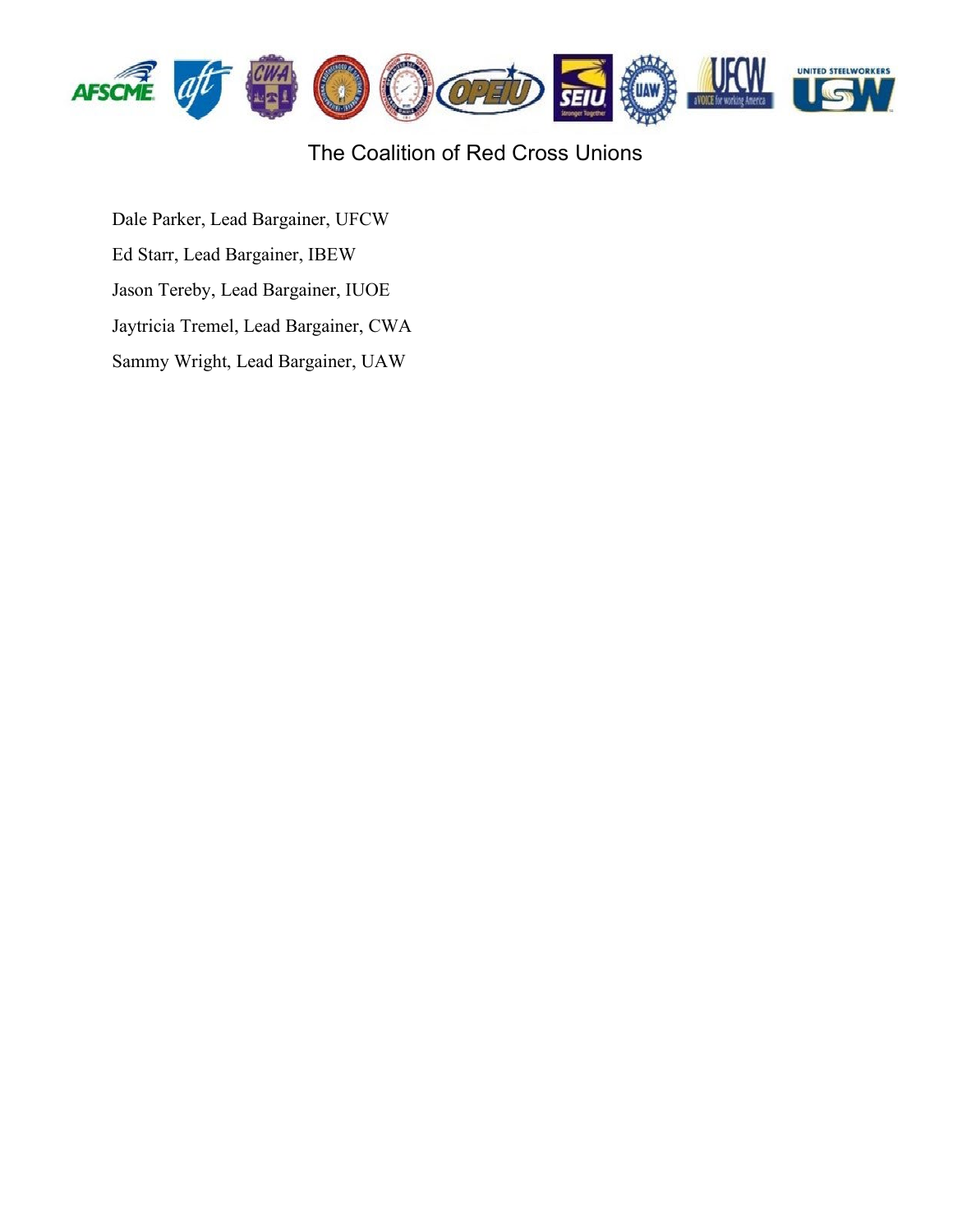The Coalition of Red Cross Unions

Dale Parker, Lead Bargainer, UFCW

Ed Starr, Lead Bargainer, IBEW

Jason Tereby, Lead Bargainer, IUOE

Jaytricia Tremel, Lead Bargainer, CWA

Sammy Wright, Lead Bargainer, UAW